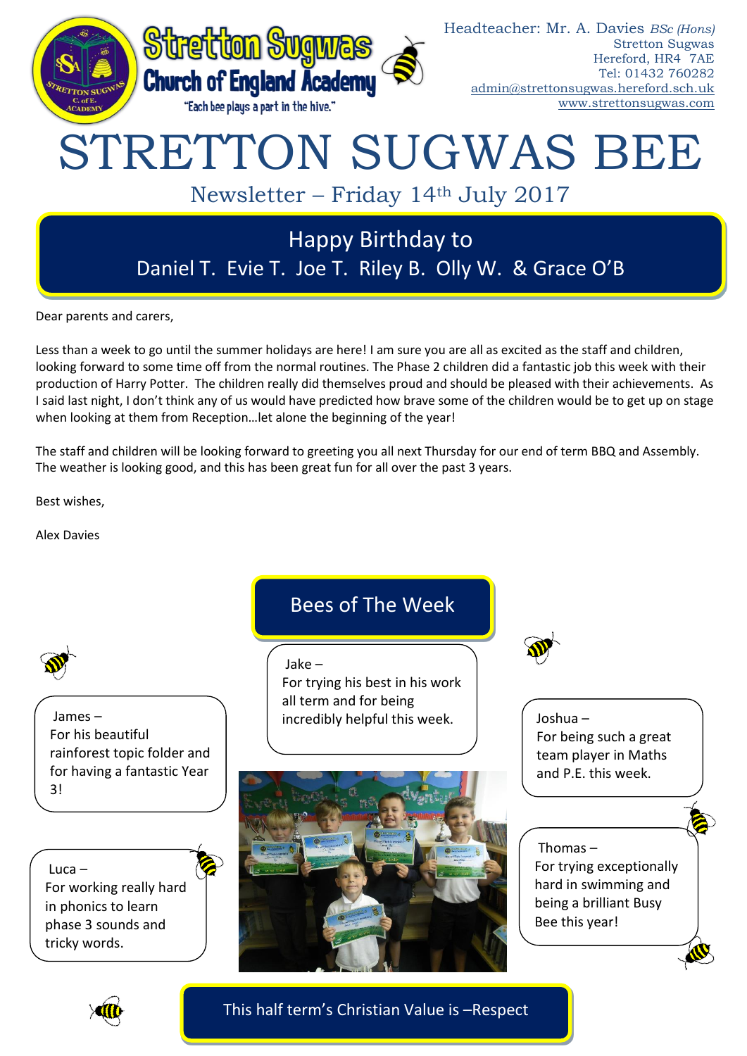Headteacher: Mr. A. Davies *BSc (Hons)*
Stretton Sugwas
Hereford, HR4 7AE
Tel: 01432 760282
admin@strettonsugwas.hereford.sch.uk
www.strettonsugwas.com

**Stretton Sugwas Church of England Academy**

"Each bee plays a part in the hive."

# STRETTON SUGWAS BEE

## Newsletter – Friday 14th July 2017

### Happy Birthday to
Daniel T. Evie T. Joe T. Riley B. Olly W. & Grace O'B

Dear parents and carers,

Less than a week to go until the summer holidays are here! I am sure you are all as excited as the staff and children, looking forward to some time off from the normal routines. The Phase 2 children did a fantastic job this week with their production of Harry Potter. The children really did themselves proud and should be pleased with their achievements. As I said last night, I don't think any of us would have predicted how brave some of the children would be to get up on stage when looking at them from Reception…let alone the beginning of the year!

The staff and children will be looking forward to greeting you all next Thursday for our end of term BBQ and Assembly. The weather is looking good, and this has been great fun for all over the past 3 years.

Best wishes,

Alex Davies

## Bees of The Week

James – For his beautiful rainforest topic folder and for having a fantastic Year 3!

Jake – For trying his best in his work all term and for being incredibly helpful this week.

Joshua – For being such a great team player in Maths and P.E. this week.

Luca – For working really hard in phonics to learn phase 3 sounds and tricky words.

Thomas – For trying exceptionally hard in swimming and being a brilliant Busy Bee this year!

This half term's Christian Value is –Respect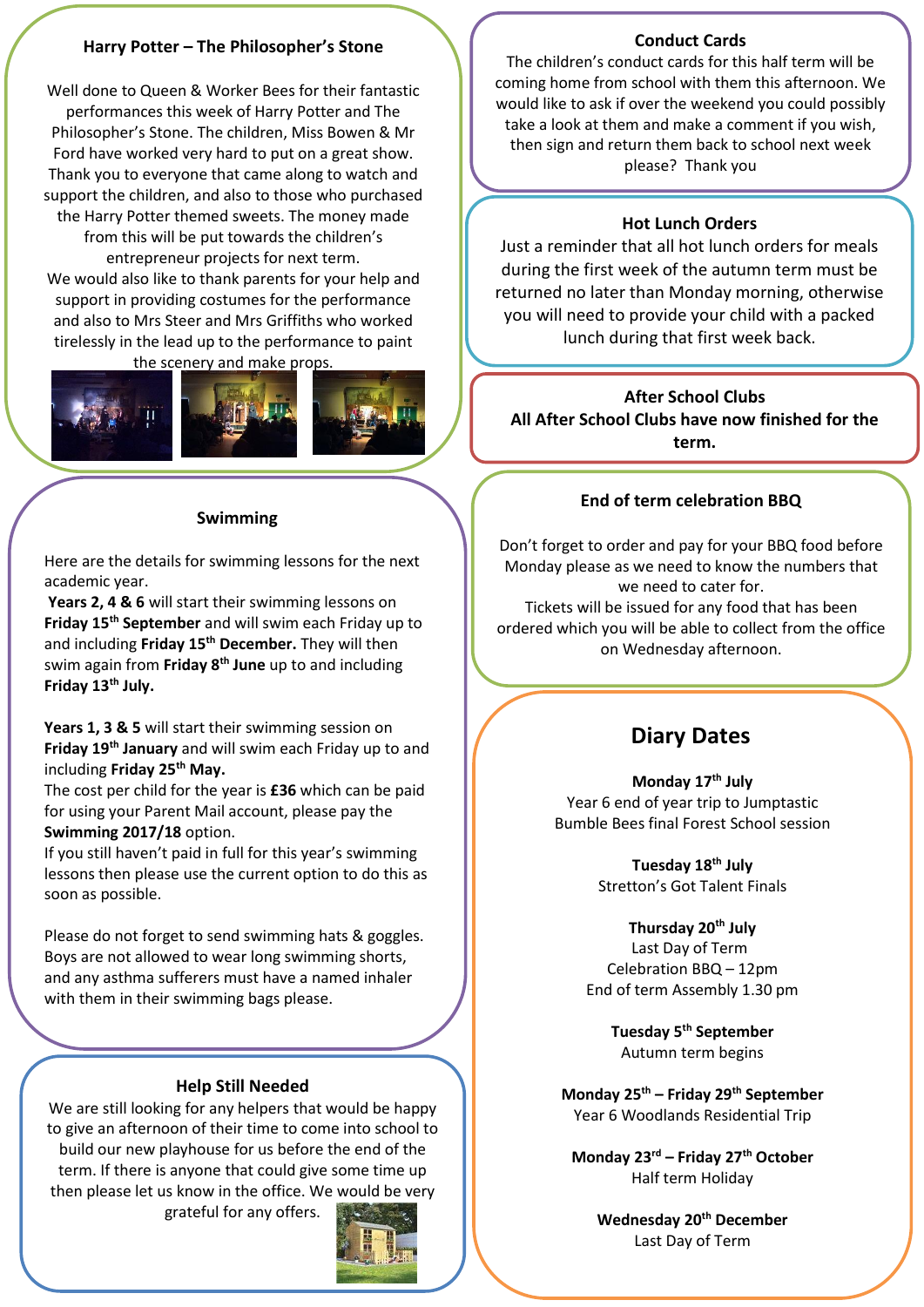## Harry Potter – The Philosopher's Stone

Well done to Queen & Worker Bees for their fantastic performances this week of Harry Potter and The Philosopher's Stone. The children, Miss Bowen & Mr Ford have worked very hard to put on a great show. Thank you to everyone that came along to watch and support the children, and also to those who purchased the Harry Potter themed sweets. The money made from this will be put towards the children's entrepreneur projects for next term.
We would also like to thank parents for your help and support in providing costumes for the performance and also to Mrs Steer and Mrs Griffiths who worked tirelessly in the lead up to the performance to paint the scenery and make props.

## Swimming

Here are the details for swimming lessons for the next academic year.
**Years 2, 4 & 6** will start their swimming lessons on **Friday 15th September** and will swim each Friday up to and including **Friday 15th December.** They will then swim again from **Friday 8th June** up to and including **Friday 13th July.**

**Years 1, 3 & 5** will start their swimming session on **Friday 19th January** and will swim each Friday up to and including **Friday 25th May.**
The cost per child for the year is **£36** which can be paid for using your Parent Mail account, please pay the **Swimming 2017/18** option.
If you still haven't paid in full for this year's swimming lessons then please use the current option to do this as soon as possible.

Please do not forget to send swimming hats & goggles. Boys are not allowed to wear long swimming shorts, and any asthma sufferers must have a named inhaler with them in their swimming bags please.

## Help Still Needed

We are still looking for any helpers that would be happy to give an afternoon of their time to come into school to build our new playhouse for us before the end of the term. If there is anyone that could give some time up then please let us know in the office. We would be very grateful for any offers.

## Conduct Cards

The children's conduct cards for this half term will be coming home from school with them this afternoon. We would like to ask if over the weekend you could possibly take a look at them and make a comment if you wish, then sign and return them back to school next week please? Thank you

## Hot Lunch Orders

Just a reminder that all hot lunch orders for meals during the first week of the autumn term must be returned no later than Monday morning, otherwise you will need to provide your child with a packed lunch during that first week back.

## After School Clubs

**All After School Clubs have now finished for the term.**

## End of term celebration BBQ

Don't forget to order and pay for your BBQ food before Monday please as we need to know the numbers that we need to cater for.
Tickets will be issued for any food that has been ordered which you will be able to collect from the office on Wednesday afternoon.

## Diary Dates

**Monday 17th July**
Year 6 end of year trip to Jumptastic
Bumble Bees final Forest School session

**Tuesday 18th July**
Stretton's Got Talent Finals

**Thursday 20th July**
Last Day of Term
Celebration BBQ – 12pm
End of term Assembly 1.30 pm

**Tuesday 5th September**
Autumn term begins

**Monday 25th – Friday 29th September**
Year 6 Woodlands Residential Trip

**Monday 23rd – Friday 27th October**
Half term Holiday

**Wednesday 20th December**
Last Day of Term